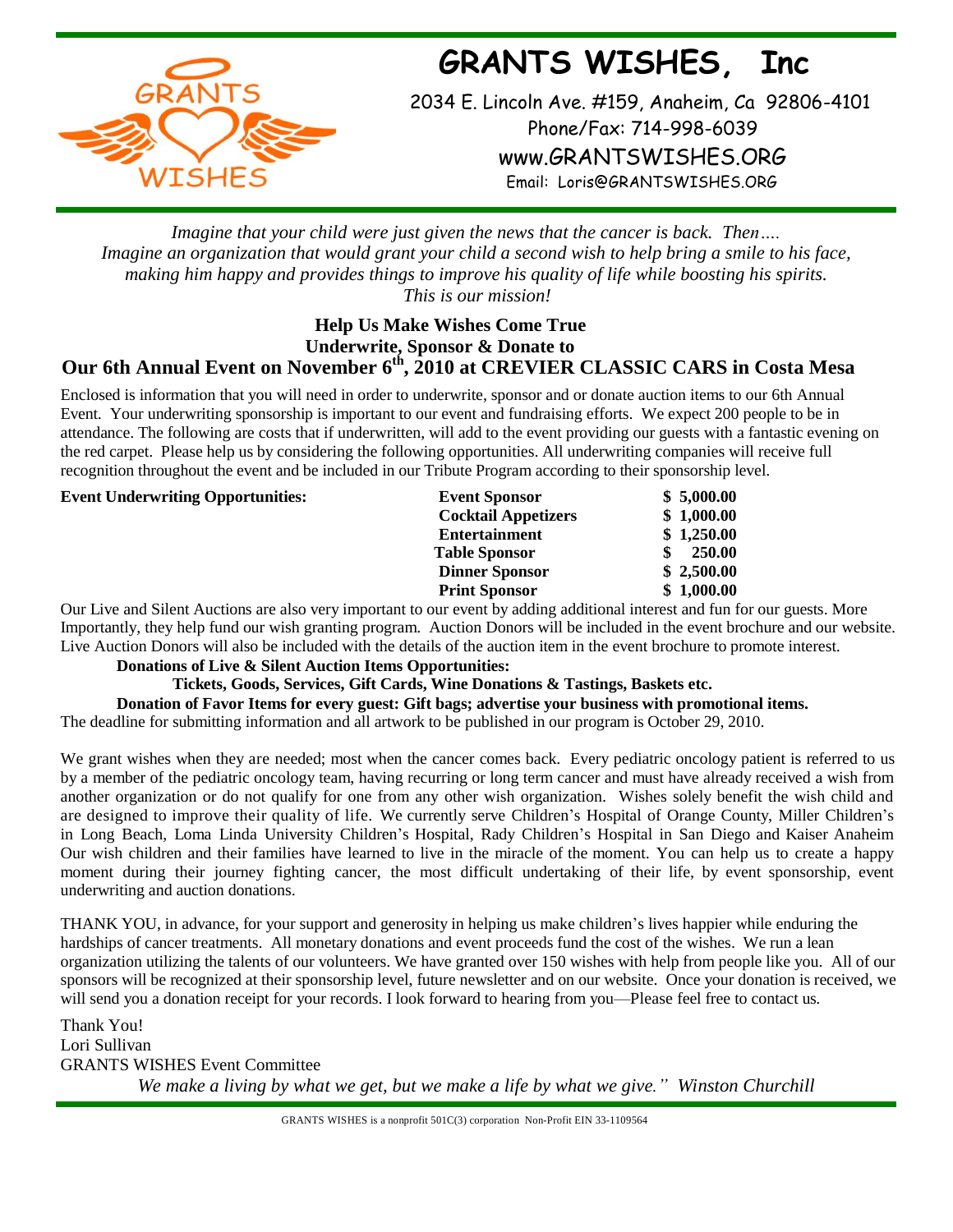# GRANTS WISHES, Inc

2034 E. Lincoln Ave. #159, Anaheim, Ca 92806-4101

Phone/Fax: 714-998-6039

www.GRANTSWISHES.ORG

Email: Loris@GRANTSWISHES.ORG

*Imagine that your child were just given the news that the cancer is back. Then….*
*Imagine an organization that would grant your child a second wish to help bring a smile to his face, making him happy and provides things to improve his quality of life while boosting his spirits.*
*This is our mission!*

## Help Us Make Wishes Come True
## Underwrite, Sponsor & Donate to
## Our 6th Annual Event on November 6th, 2010 at CREVIER CLASSIC CARS in Costa Mesa

Enclosed is information that you will need in order to underwrite, sponsor and or donate auction items to our 6th Annual Event. Your underwriting sponsorship is important to our event and fundraising efforts. We expect 200 people to be in attendance. The following are costs that if underwritten, will add to the event providing our guests with a fantastic evening on the red carpet. Please help us by considering the following opportunities. All underwriting companies will receive full recognition throughout the event and be included in our Tribute Program according to their sponsorship level.

**Event Underwriting Opportunities:**

| | |
|---|---|
| **Event Sponsor** | **$ 5,000.00** |
| **Cocktail Appetizers** | **$ 1,000.00** |
| **Entertainment** | **$ 1,250.00** |
| **Table Sponsor** | **$ 250.00** |
| **Dinner Sponsor** | **$ 2,500.00** |
| **Print Sponsor** | **$ 1,000.00** |

Our Live and Silent Auctions are also very important to our event by adding additional interest and fun for our guests. More Importantly, they help fund our wish granting program. Auction Donors will be included in the event brochure and our website. Live Auction Donors will also be included with the details of the auction item in the event brochure to promote interest.

**Donations of Live & Silent Auction Items Opportunities:**

**Tickets, Goods, Services, Gift Cards, Wine Donations & Tastings, Baskets etc.**

**Donation of Favor Items for every guest: Gift bags; advertise your business with promotional items.**

The deadline for submitting information and all artwork to be published in our program is October 29, 2010.

We grant wishes when they are needed; most when the cancer comes back. Every pediatric oncology patient is referred to us by a member of the pediatric oncology team, having recurring or long term cancer and must have already received a wish from another organization or do not qualify for one from any other wish organization. Wishes solely benefit the wish child and are designed to improve their quality of life. We currently serve Children's Hospital of Orange County, Miller Children's in Long Beach, Loma Linda University Children's Hospital, Rady Children's Hospital in San Diego and Kaiser Anaheim Our wish children and their families have learned to live in the miracle of the moment. You can help us to create a happy moment during their journey fighting cancer, the most difficult undertaking of their life, by event sponsorship, event underwriting and auction donations.

THANK YOU, in advance, for your support and generosity in helping us make children's lives happier while enduring the hardships of cancer treatments. All monetary donations and event proceeds fund the cost of the wishes. We run a lean organization utilizing the talents of our volunteers. We have granted over 150 wishes with help from people like you. All of our sponsors will be recognized at their sponsorship level, future newsletter and on our website. Once your donation is received, we will send you a donation receipt for your records. I look forward to hearing from you—Please feel free to contact us.

Thank You!
Lori Sullivan
GRANTS WISHES Event Committee

*We make a living by what we get, but we make a life by what we give." Winston Churchill*

GRANTS WISHES is a nonprofit 501C(3) corporation Non-Profit EIN 33-1109564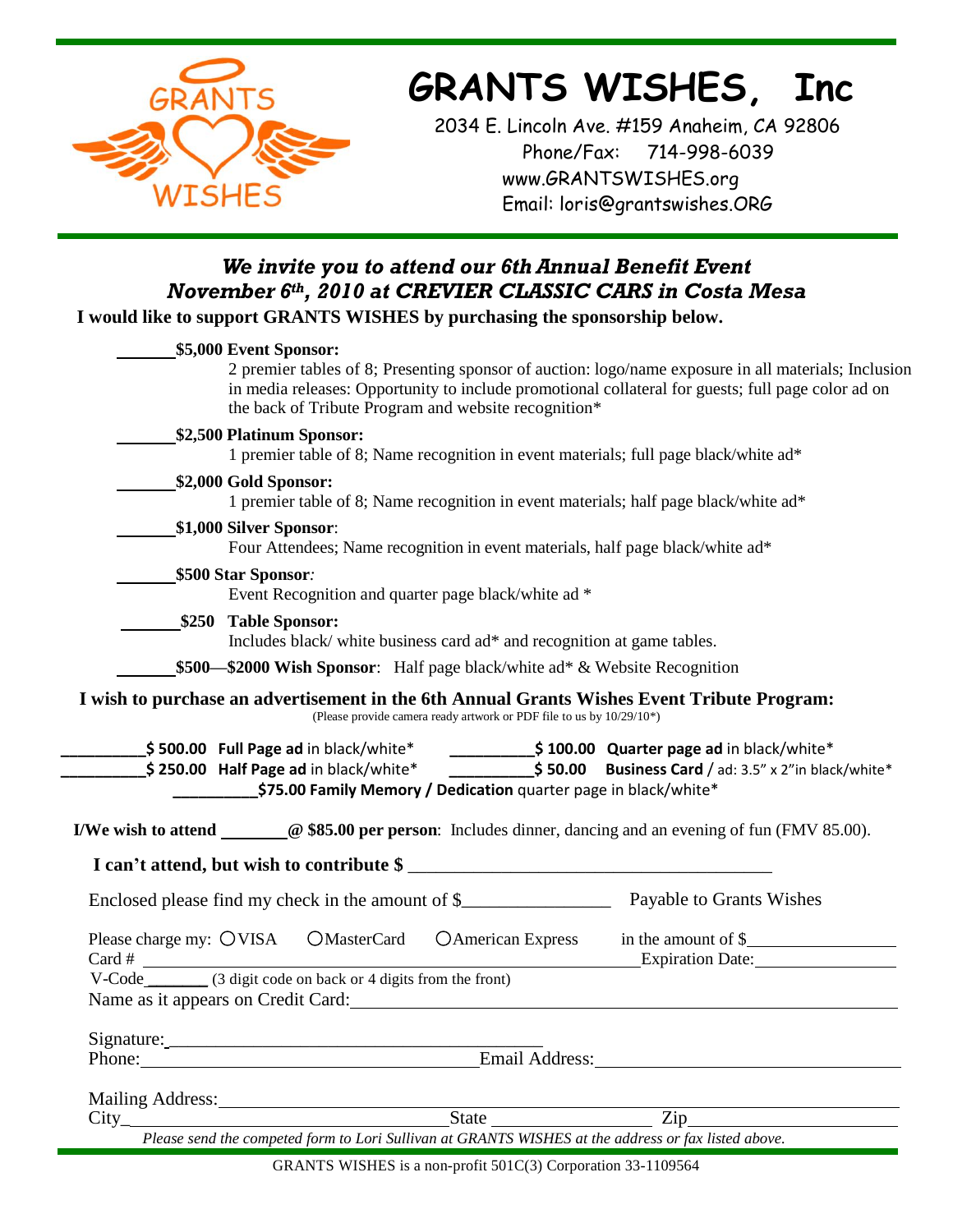# GRANTS WISHES, Inc

2034 E. Lincoln Ave. #159 Anaheim, CA 92806
Phone/Fax: 714-998-6039
www.GRANTSWISHES.org
Email: loris@grantswishes.ORG

## *We invite you to attend our 6th Annual Benefit Event November 6th, 2010 at CREVIER CLASSIC CARS in Costa Mesa*

**I would like to support GRANTS WISHES by purchasing the sponsorship below.**

_______ **$5,000 Event Sponsor:**
2 premier tables of 8; Presenting sponsor of auction: logo/name exposure in all materials; Inclusion in media releases: Opportunity to include promotional collateral for guests; full page color ad on the back of Tribute Program and website recognition*

_______ **$2,500 Platinum Sponsor:**
1 premier table of 8; Name recognition in event materials; full page black/white ad*

_______ **$2,000 Gold Sponsor:**
1 premier table of 8; Name recognition in event materials; half page black/white ad*

_______ **$1,000 Silver Sponsor**:
Four Attendees; Name recognition in event materials, half page black/white ad*

_______ **$500 Star Sponsor**:
Event Recognition and quarter page black/white ad *

_______ **$250 Table Sponsor:**
Includes black/ white business card ad* and recognition at game tables.

_______ **$500—$2000 Wish Sponsor**: Half page black/white ad* & Website Recognition

**I wish to purchase an advertisement in the 6th Annual Grants Wishes Event Tribute Program:**
(Please provide camera ready artwork or PDF file to us by 10/29/10*)

__________ **$ 500.00 Full Page ad** in black/white*
__________ **$ 250.00 Half Page ad** in black/white*
__________ **$ 100.00 Quarter page ad** in black/white*
__________ **$ 50.00 Business Card** / ad: 3.5" x 2"in black/white*
__________ **$75.00 Family Memory / Dedication** quarter page in black/white*

**I/We wish to attend** _______ **@ $85.00 per person**: Includes dinner, dancing and an evening of fun (FMV 85.00).

**I can't attend, but wish to contribute $** ______________________________

Enclosed please find my check in the amount of $_______________ Payable to Grants Wishes

Please charge my: ○VISA ○MasterCard ○American Express in the amount of $_______________

Card # ______________________________ Expiration Date:_______________

V-Code_______ (3 digit code on back or 4 digits from the front)

Name as it appears on Credit Card:______________________________

Signature:______________________________

Phone:______________________________ Email Address:______________________________

Mailing Address:______________________________

City______________________________ State _______________ Zip_______________

*Please send the competed form to Lori Sullivan at GRANTS WISHES at the address or fax listed above.*

GRANTS WISHES is a non-profit 501C(3) Corporation 33-1109564